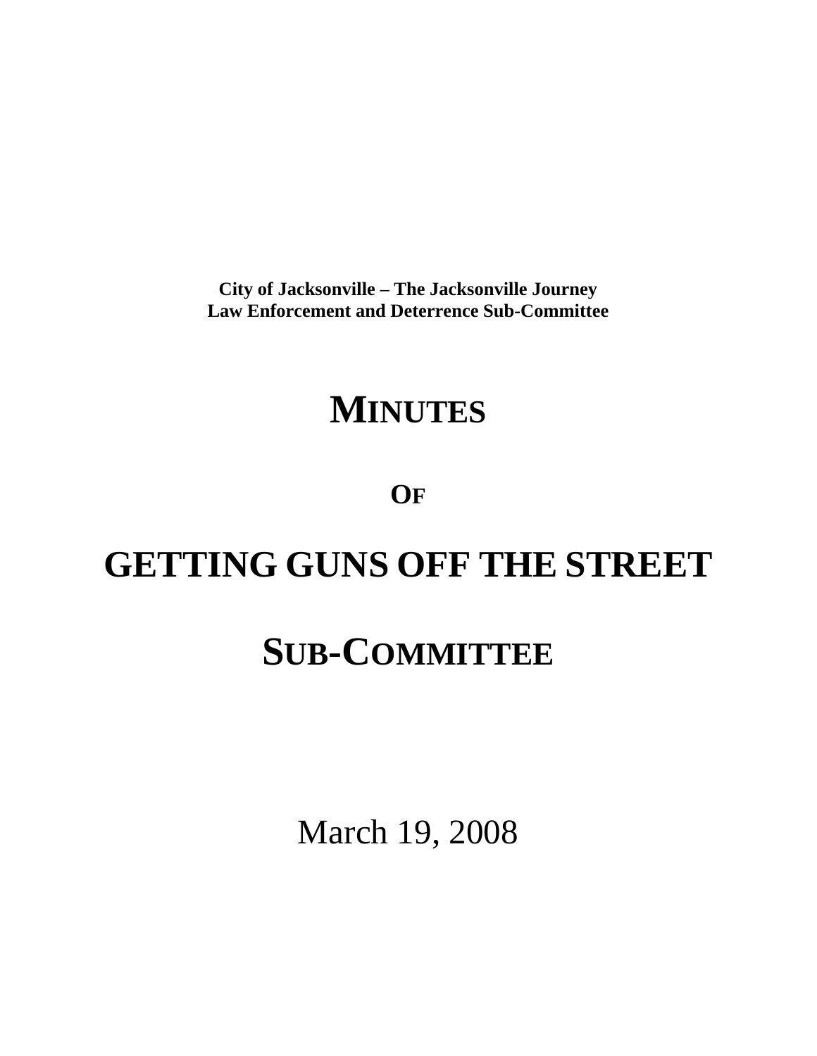**City of Jacksonville – The Jacksonville Journey**
**Law Enforcement and Deterrence Sub-Committee**

# MINUTES

## OF

# GETTING GUNS OFF THE STREET

# SUB-COMMITTEE

March 19, 2008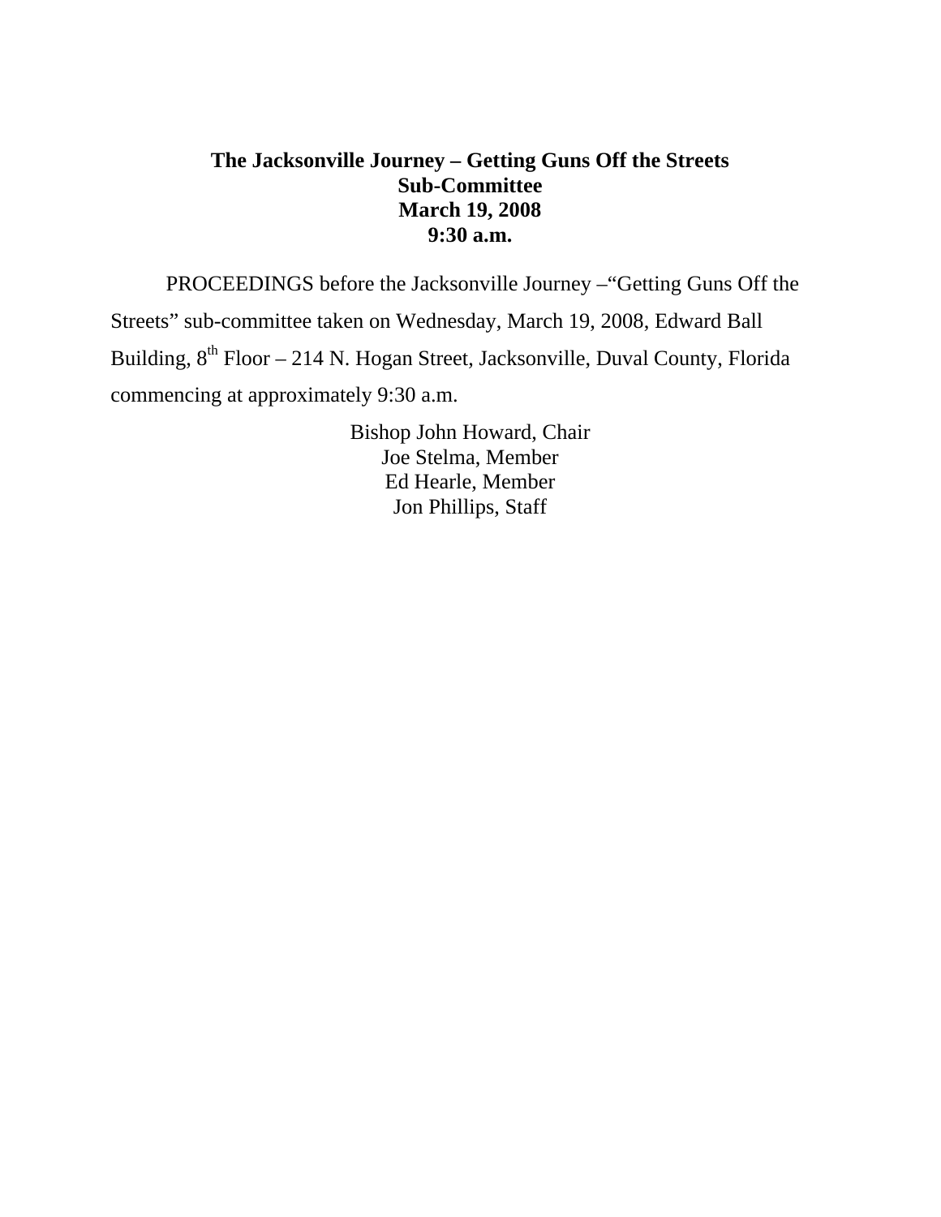**The Jacksonville Journey – Getting Guns Off the Streets**
**Sub-Committee**
**March 19, 2008**
**9:30 a.m.**

PROCEEDINGS before the Jacksonville Journey –"Getting Guns Off the Streets" sub-committee taken on Wednesday, March 19, 2008, Edward Ball Building, 8th Floor – 214 N. Hogan Street, Jacksonville, Duval County, Florida commencing at approximately 9:30 a.m.

Bishop John Howard, Chair
Joe Stelma, Member
Ed Hearle, Member
Jon Phillips, Staff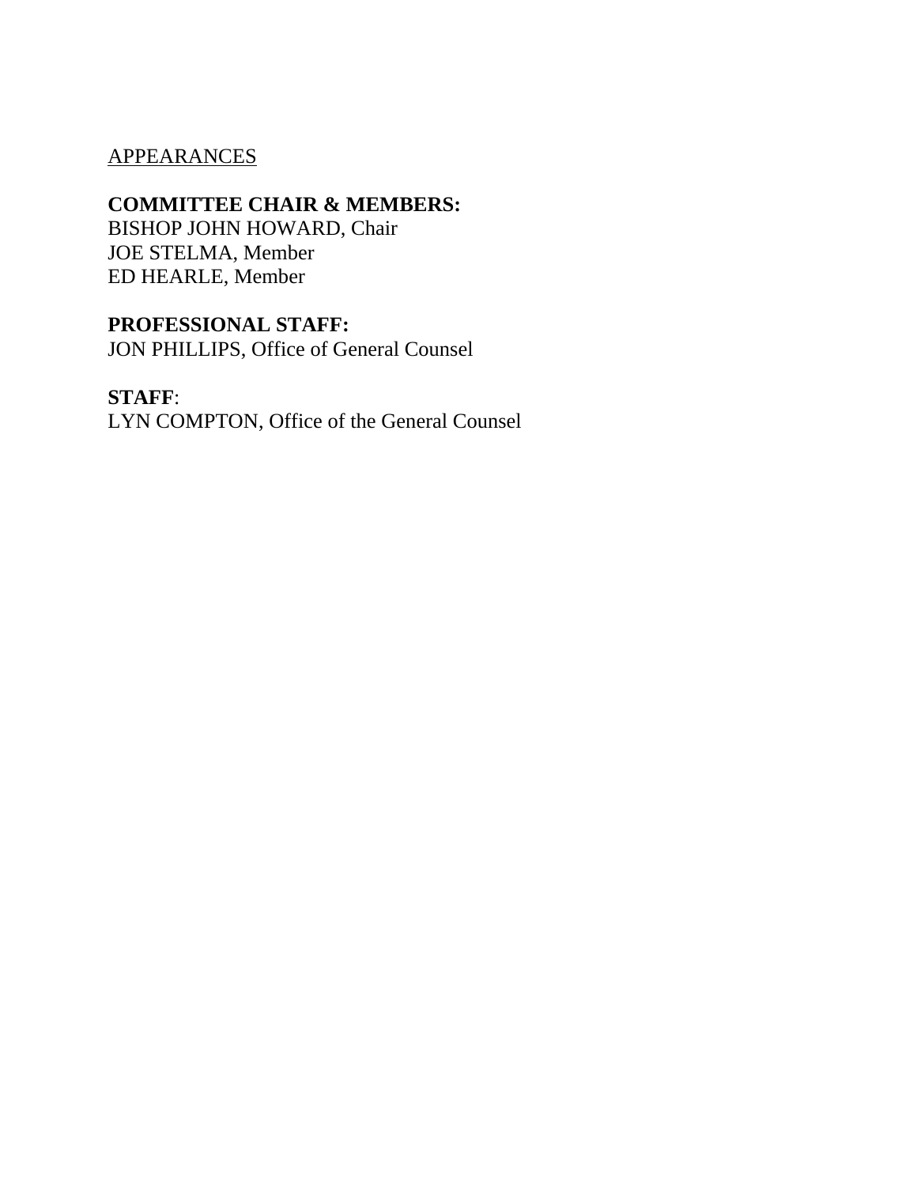<u>APPEARANCES</u>

**COMMITTEE CHAIR & MEMBERS:**
BISHOP JOHN HOWARD, Chair
JOE STELMA, Member
ED HEARLE, Member

**PROFESSIONAL STAFF:**
JON PHILLIPS, Office of General Counsel

**STAFF**:
LYN COMPTON, Office of the General Counsel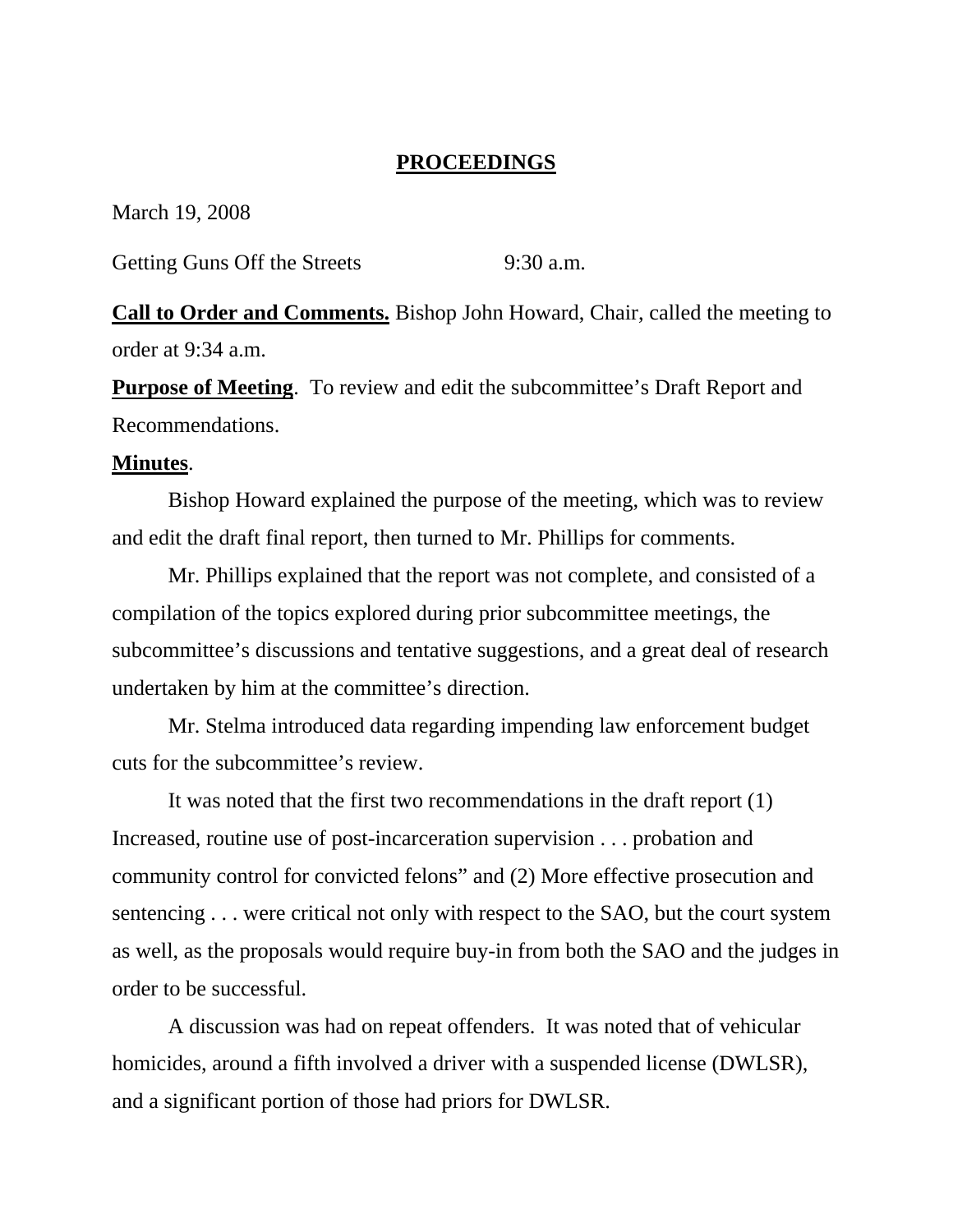# PROCEEDINGS

March 19, 2008

Getting Guns Off the Streets 9:30 a.m.

**Call to Order and Comments.** Bishop John Howard, Chair, called the meeting to order at 9:34 a.m.

**Purpose of Meeting**. To review and edit the subcommittee's Draft Report and Recommendations.

**Minutes**.

Bishop Howard explained the purpose of the meeting, which was to review and edit the draft final report, then turned to Mr. Phillips for comments.

Mr. Phillips explained that the report was not complete, and consisted of a compilation of the topics explored during prior subcommittee meetings, the subcommittee's discussions and tentative suggestions, and a great deal of research undertaken by him at the committee's direction.

Mr. Stelma introduced data regarding impending law enforcement budget cuts for the subcommittee's review.

It was noted that the first two recommendations in the draft report (1) Increased, routine use of post-incarceration supervision . . . probation and community control for convicted felons" and (2) More effective prosecution and sentencing . . . were critical not only with respect to the SAO, but the court system as well, as the proposals would require buy-in from both the SAO and the judges in order to be successful.

A discussion was had on repeat offenders. It was noted that of vehicular homicides, around a fifth involved a driver with a suspended license (DWLSR), and a significant portion of those had priors for DWLSR.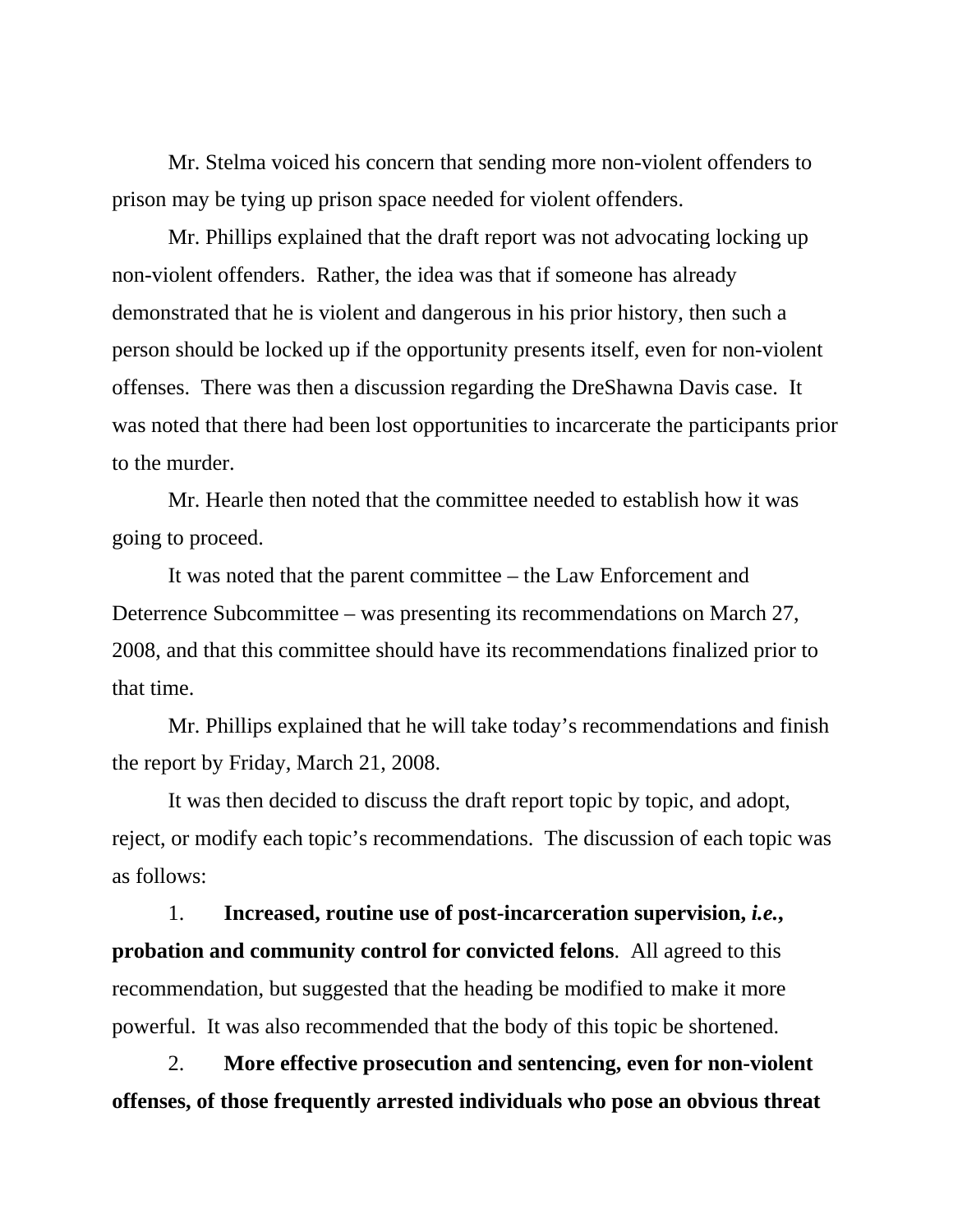Mr. Stelma voiced his concern that sending more non-violent offenders to prison may be tying up prison space needed for violent offenders.

Mr. Phillips explained that the draft report was not advocating locking up non-violent offenders. Rather, the idea was that if someone has already demonstrated that he is violent and dangerous in his prior history, then such a person should be locked up if the opportunity presents itself, even for non-violent offenses. There was then a discussion regarding the DreShawna Davis case. It was noted that there had been lost opportunities to incarcerate the participants prior to the murder.

Mr. Hearle then noted that the committee needed to establish how it was going to proceed.

It was noted that the parent committee – the Law Enforcement and Deterrence Subcommittee – was presenting its recommendations on March 27, 2008, and that this committee should have its recommendations finalized prior to that time.

Mr. Phillips explained that he will take today's recommendations and finish the report by Friday, March 21, 2008.

It was then decided to discuss the draft report topic by topic, and adopt, reject, or modify each topic's recommendations. The discussion of each topic was as follows:

1. **Increased, routine use of post-incarceration supervision, *i.e.*, probation and community control for convicted felons**. All agreed to this recommendation, but suggested that the heading be modified to make it more powerful. It was also recommended that the body of this topic be shortened.

2. **More effective prosecution and sentencing, even for non-violent offenses, of those frequently arrested individuals who pose an obvious threat**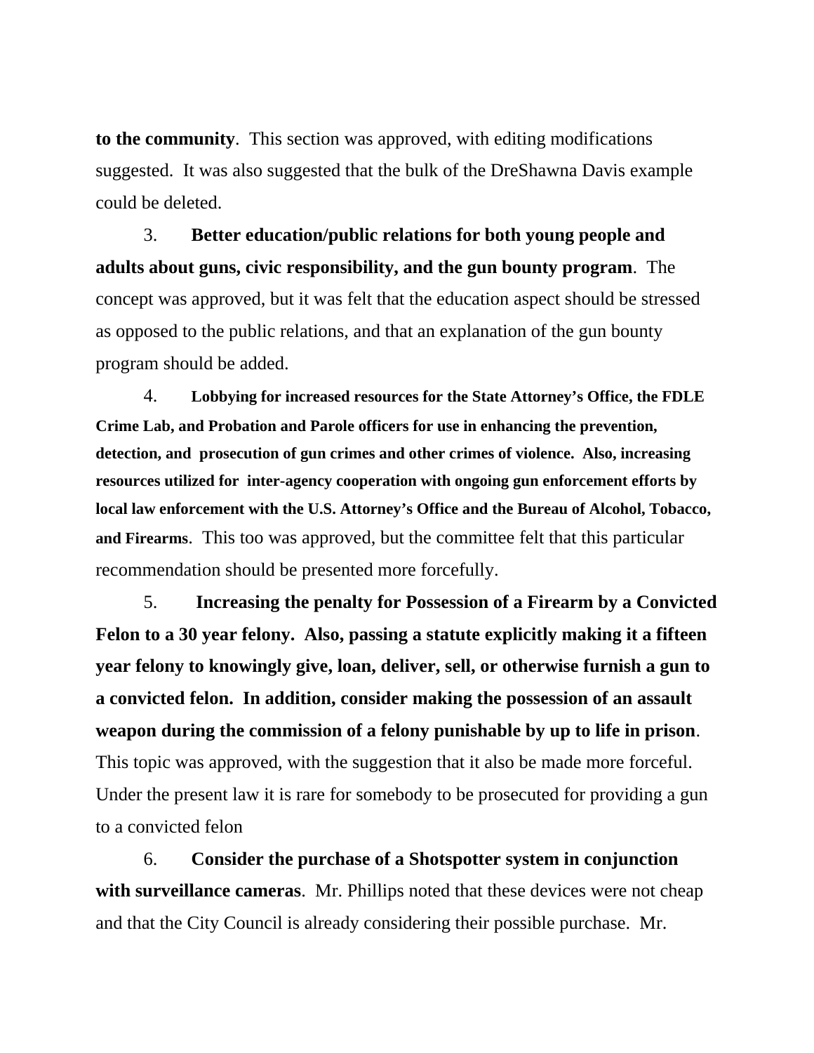**to the community**. This section was approved, with editing modifications suggested. It was also suggested that the bulk of the DreShawna Davis example could be deleted.

3. **Better education/public relations for both young people and adults about guns, civic responsibility, and the gun bounty program**. The concept was approved, but it was felt that the education aspect should be stressed as opposed to the public relations, and that an explanation of the gun bounty program should be added.

4. **Lobbying for increased resources for the State Attorney's Office, the FDLE Crime Lab, and Probation and Parole officers for use in enhancing the prevention, detection, and prosecution of gun crimes and other crimes of violence. Also, increasing resources utilized for inter-agency cooperation with ongoing gun enforcement efforts by local law enforcement with the U.S. Attorney's Office and the Bureau of Alcohol, Tobacco, and Firearms**. This too was approved, but the committee felt that this particular recommendation should be presented more forcefully.

5. **Increasing the penalty for Possession of a Firearm by a Convicted Felon to a 30 year felony. Also, passing a statute explicitly making it a fifteen year felony to knowingly give, loan, deliver, sell, or otherwise furnish a gun to a convicted felon. In addition, consider making the possession of an assault weapon during the commission of a felony punishable by up to life in prison**. This topic was approved, with the suggestion that it also be made more forceful. Under the present law it is rare for somebody to be prosecuted for providing a gun to a convicted felon

6. **Consider the purchase of a Shotspotter system in conjunction with surveillance cameras**. Mr. Phillips noted that these devices were not cheap and that the City Council is already considering their possible purchase. Mr.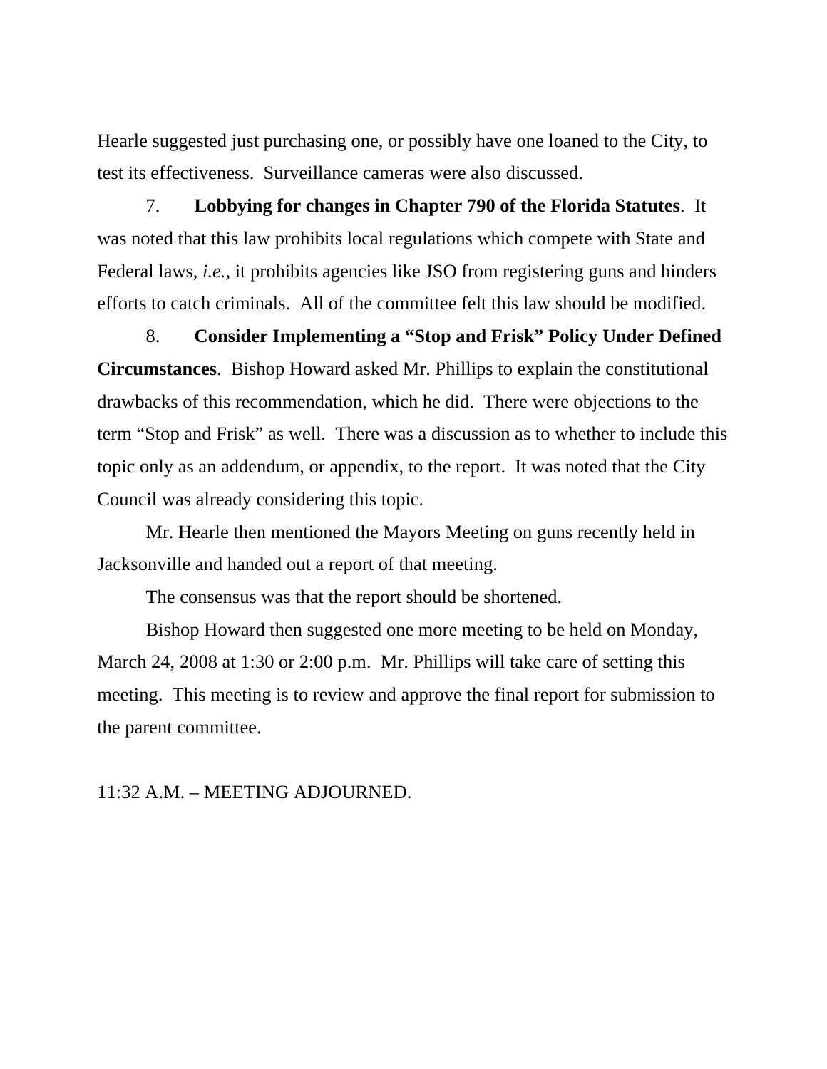Hearle suggested just purchasing one, or possibly have one loaned to the City, to test its effectiveness. Surveillance cameras were also discussed.

7. **Lobbying for changes in Chapter 790 of the Florida Statutes**. It was noted that this law prohibits local regulations which compete with State and Federal laws, *i.e.*, it prohibits agencies like JSO from registering guns and hinders efforts to catch criminals. All of the committee felt this law should be modified.

8. **Consider Implementing a "Stop and Frisk" Policy Under Defined Circumstances**. Bishop Howard asked Mr. Phillips to explain the constitutional drawbacks of this recommendation, which he did. There were objections to the term "Stop and Frisk" as well. There was a discussion as to whether to include this topic only as an addendum, or appendix, to the report. It was noted that the City Council was already considering this topic.

Mr. Hearle then mentioned the Mayors Meeting on guns recently held in Jacksonville and handed out a report of that meeting.

The consensus was that the report should be shortened.

Bishop Howard then suggested one more meeting to be held on Monday, March 24, 2008 at 1:30 or 2:00 p.m. Mr. Phillips will take care of setting this meeting. This meeting is to review and approve the final report for submission to the parent committee.

11:32 A.M. – MEETING ADJOURNED.